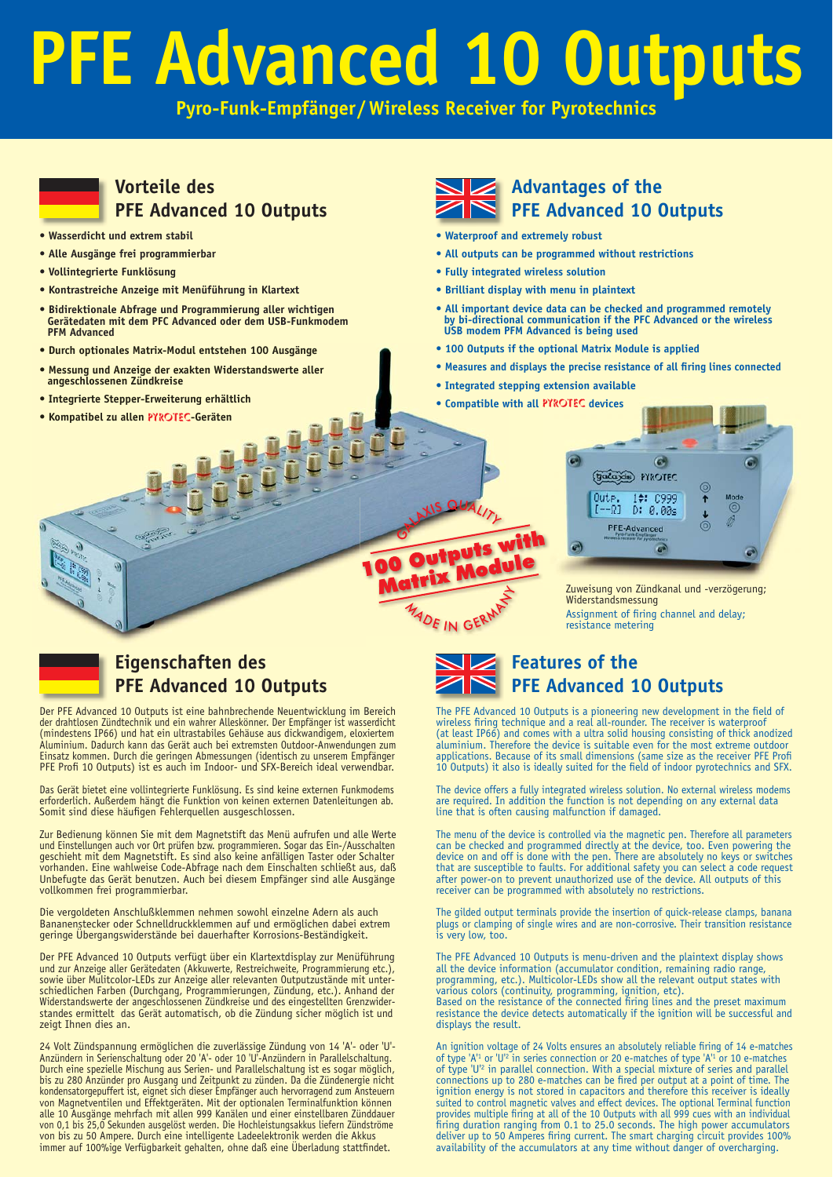# PFE Advanced 10 Outputs

**Pyro-Funk-Empfänger / Wireless Receiver for Pyrotechnics**

## Vorteile des PFE Advanced 10 Outputs

- **Wasserdicht und extrem stabil**
- **Alle Ausgänge frei programmierbar**
- **Vollintegrierte Funklösung**
- **Kontrastreiche Anzeige mit Menüführung in Klartext**
- **Bidirektionale Abfrage und Programmierung aller wichtigen Gerätedaten mit dem PFC Advanced oder dem USB-Funkmodem PFM Advanced**
- **Durch optionales Matrix-Modul entstehen 100 Ausgänge**
- **Messung und Anzeige der exakten Widerstandswerte aller angeschlossenen Zündkreise**
- **Integrierte Stepper-Erweiterung erhältlich**
- **Kompatibel zu allen PYROTEC-Geräten**

## Advantages of the PFE Advanced 10 Outputs

- **Waterproof and extremely robust**
- **All outputs can be programmed without restrictions**
- **Fully integrated wireless solution**
- **Brilliant display with menu in plaintext**
- **All important device data can be checked and programmed remotely by bi-directional communication if the PFC Advanced or the wireless USB modem PFM Advanced is being used**
- **100 Outputs if the optional Matrix Module is applied**
- **Measures and displays the precise resistance of all firing lines connected**
- **Integrated stepping extension available**
- **Compatible with all PYROTEC devices**

GALAXIS QUALITY – 100 Outputs with Matrix Module – MADE IN GERMANY

Zuweisung von Zündkanal und -verzögerung; Widerstandsmessung

Assignment of firing channel and delay; resistance metering

## Eigenschaften des PFE Advanced 10 Outputs

Der PFE Advanced 10 Outputs ist eine bahnbrechende Neuentwicklung im Bereich der drahtlosen Zündtechnik und ein wahrer Alleskönner. Der Empfänger ist wasserdicht (mindestens IP66) und hat ein ultrastabiles Gehäuse aus dickwandigem, eloxiertem Aluminium. Dadurch kann das Gerät auch bei extremsten Outdoor-Anwendungen zum Einsatz kommen. Durch die geringen Abmessungen (identisch zu unserem Empfänger PFE Profi 10 Outputs) ist es auch im Indoor- und SFX-Bereich ideal verwendbar.

Das Gerät bietet eine vollintegrierte Funklösung. Es sind keine externen Funkmodems erforderlich. Außerdem hängt die Funktion von keinen externen Datenleitungen ab. Somit sind diese häufigen Fehlerquellen ausgeschlossen.

Zur Bedienung können Sie mit dem Magnetstift das Menü aufrufen und alle Werte und Einstellungen auch vor Ort prüfen bzw. programmieren. Sogar das Ein-/Ausschalten geschieht mit dem Magnetstift. Es sind also keine anfälligen Taster oder Schalter vorhanden. Eine wahlweise Code-Abfrage nach dem Einschalten schließt aus, daß Unbefugte das Gerät benutzen. Auch bei diesem Empfänger sind alle Ausgänge vollkommen frei programmierbar.

Die vergoldeten Anschlußklemmen nehmen sowohl einzelne Adern als auch Bananenstecker oder Schnelldruckklemmen auf und ermöglichen dabei extrem geringe Übergangswiderstände bei dauerhafter Korrosions-Beständigkeit.

Der PFE Advanced 10 Outputs verfügt über ein Klartextdisplay zur Menüführung und zur Anzeige aller Gerätedaten (Akkuwerte, Restreichweite, Programmierung etc.), sowie über Mulitcolor-LEDs zur Anzeige aller relevanten Outputzustände mit unterschiedlichen Farben (Durchgang, Programmierungen, Zündung, etc.). Anhand der Widerstandswerte der angeschlossenen Zündkreise und des eingestellten Grenzwiderstandes ermittelt das Gerät automatisch, ob die Zündung sicher möglich ist und zeigt Ihnen dies an.

24 Volt Zündspannung ermöglichen die zuverlässige Zündung von 14 'A'- oder 'U'-Anzündern in Serienschaltung oder 20 'A'- oder 10 'U'-Anzündern in Parallelschaltung. Durch eine spezielle Mischung aus Serien- und Parallelschaltung ist es sogar möglich, bis zu 280 Anzünder pro Ausgang und Zeitpunkt zu zünden. Da die Zündenergie nicht kondensatorgepuffert ist, eignet sich dieser Empfänger auch hervorragend zum Ansteuern von Magnetventilen und Effektgeräten. Mit der optionalen Terminalfunktion können alle 10 Ausgänge mehrfach mit allen 999 Kanälen und einer einstellbaren Zünddauer von 0,1 bis 25,0 Sekunden ausgelöst werden. Die Hochleistungsakkus liefern Zündströme von bis zu 50 Ampere. Durch eine intelligente Ladeelektronik werden die Akkus immer auf 100%ige Verfügbarkeit gehalten, ohne daß eine Überladung stattfindet.

## Features of the PFE Advanced 10 Outputs

The PFE Advanced 10 Outputs is a pioneering new development in the field of wireless firing technique and a real all-rounder. The receiver is waterproof (at least IP66) and comes with a ultra solid housing consisting of thick anodized aluminium. Therefore the device is suitable even for the most extreme outdoor applications. Because of its small dimensions (same size as the receiver PFE Profi 10 Outputs) it also is ideally suited for the field of indoor pyrotechnics and SFX.

The device offers a fully integrated wireless solution. No external wireless modems are required. In addition the function is not depending on any external data line that is often causing malfunction if damaged.

The menu of the device is controlled via the magnetic pen. Therefore all parameters can be checked and programmed directly at the device, too. Even powering the device on and off is done with the pen. There are absolutely no keys or switches that are susceptible to faults. For additional safety you can select a code request after power-on to prevent unauthorized use of the device. All outputs of this receiver can be programmed with absolutely no restrictions.

The gilded output terminals provide the insertion of quick-release clamps, banana plugs or clamping of single wires and are non-corrosive. Their transition resistance is very low, too.

The PFE Advanced 10 Outputs is menu-driven and the plaintext display shows all the device information (accumulator condition, remaining radio range, programming, etc.). Multicolor-LEDs show all the relevant output states with various colors (continuity, programming, ignition, etc).
Based on the resistance of the connected firing lines and the preset maximum resistance the device detects automatically if the ignition will be successful and displays the result.

An ignition voltage of 24 Volts ensures an absolutely reliable firing of 14 e-matches of type 'A'[1] or 'U'[2] in series connection or 20 e-matches of type 'A'[1] or 10 e-matches of type 'U'[2] in parallel connection. With a special mixture of series and parallel connections up to 280 e-matches can be fired per output at a point of time. The ignition energy is not stored in capacitors and therefore this receiver is ideally suited to control magnetic valves and effect devices. The optional Terminal function provides multiple firing at all of the 10 Outputs with all 999 cues with an individual firing duration ranging from 0.1 to 25.0 seconds. The high power accumulators deliver up to 50 Amperes firing current. The smart charging circuit provides 100% availability of the accumulators at any time without danger of overcharging.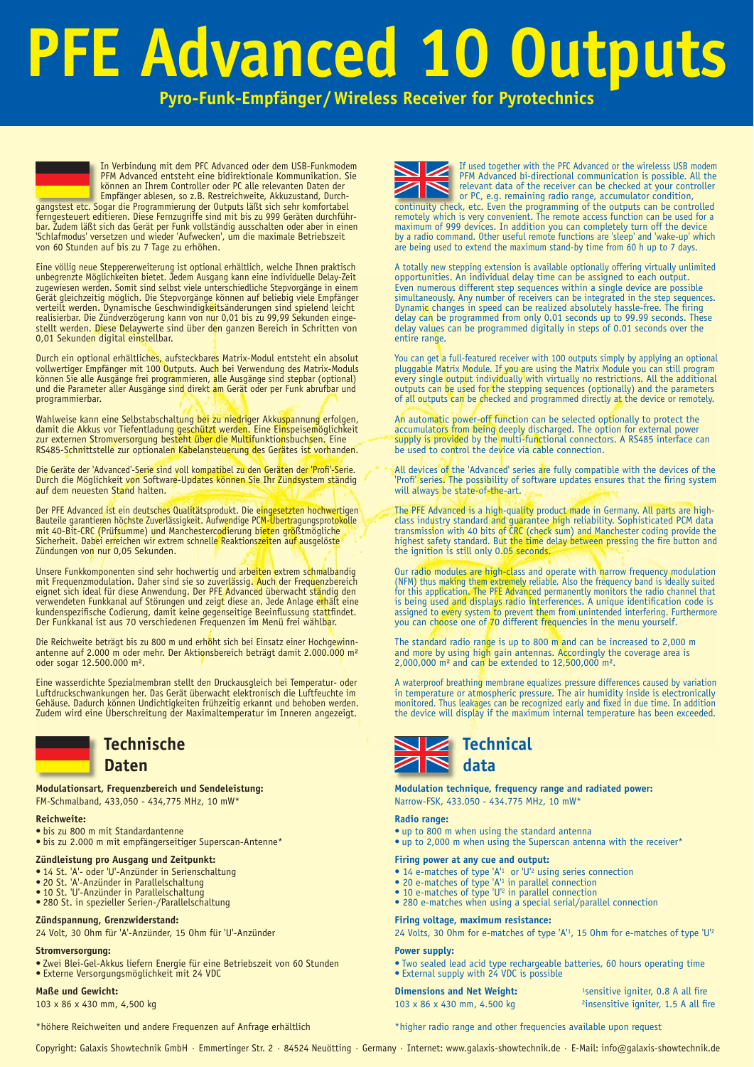# PFE Advanced 10 Outputs

## Pyro-Funk-Empfänger / Wireless Receiver for Pyrotechnics

In Verbindung mit dem PFC Advanced oder dem USB-Funkmodem PFM Advanced entsteht eine bidirektionale Kommunikation. Sie können an Ihrem Controller oder PC alle relevanten Daten der Empfänger ablesen, so z.B. Restreichweite, Akkuzustand, Durchgangstest etc. Sogar die Programmierung der Outputs läßt sich sehr komfortabel ferngesteuert editieren. Diese Fernzugriffe sind mit bis zu 999 Geräten durchführbar. Zudem läßt sich das Gerät per Funk vollständig ausschalten oder aber in einen 'Schlafmodus' versetzen und wieder 'Aufwecken', um die maximale Betriebszeit von 60 Stunden auf bis zu 7 Tage zu erhöhen.

Eine völlig neue Steppererweiterung ist optional erhältlich, welche Ihnen praktisch unbegrenzte Möglichkeiten bietet. Jedem Ausgang kann eine individuelle Delay-Zeit zugewiesen werden. Somit sind selbst viele unterschiedliche Stepvorgänge in einem Gerät gleichzeitig möglich. Die Stepvorgänge können auf beliebig viele Empfänger verteilt werden. Dynamische Geschwindigkeitsänderungen sind spielend leicht realisierbar. Die Zündverzögerung kann von nur 0,01 bis zu 99,99 Sekunden eingestellt werden. Diese Delaywerte sind über den ganzen Bereich in Schritten von 0,01 Sekunden digital einstellbar.

Durch ein optional erhältliches, aufsteckbares Matrix-Modul entsteht ein absolut vollwertiger Empfänger mit 100 Outputs. Auch bei Verwendung des Matrix-Moduls können Sie alle Ausgänge frei programmieren, alle Ausgänge sind stepbar (optional) und die Parameter aller Ausgänge sind direkt am Gerät oder per Funk abrufbar und programmierbar.

Wahlweise kann eine Selbstabschaltung bei zu niedriger Akkuspannung erfolgen, damit die Akkus vor Tiefentladung geschützt werden. Eine Einspeisemöglichkeit zur externen Stromversorgung besteht über die Multifunktionsbuchsen. Eine RS485-Schnittstelle zur optionalen Kabelansteuerung des Gerätes ist vorhanden.

Die Geräte der 'Advanced'-Serie sind voll kompatibel zu den Geräten der 'Profi'-Serie. Durch die Möglichkeit von Software-Updates können Sie Ihr Zündsystem ständig auf dem neuesten Stand halten.

Der PFE Advanced ist ein deutsches Qualitätsprodukt. Die eingesetzten hochwertigen Bauteile garantieren höchste Zuverlässigkeit. Aufwendige PCM-Übertragungsprotokolle mit 40-Bit-CRC (Prüfsumme) und Manchestercodierung bieten größtmögliche Sicherheit. Dabei erreichen wir extrem schnelle Reaktionszeiten auf ausgelöste Zündungen von nur 0,05 Sekunden.

Unsere Funkkomponenten sind sehr hochwertig und arbeiten extrem schmalbandig mit Frequenzmodulation. Daher sind sie so zuverlässig. Auch der Frequenzbereich eignet sich ideal für diese Anwendung. Der PFE Advanced überwacht ständig den verwendeten Funkkanal auf Störungen und zeigt diese an. Jede Anlage erhält eine kundenspezifische Codierung, damit keine gegenseitige Beeinflussung stattfindet. Der Funkkanal ist aus 70 verschiedenen Frequenzen im Menü frei wählbar.

Die Reichweite beträgt bis zu 800 m und erhöht sich bei Einsatz einer Hochgewinnantenne auf 2.000 m oder mehr. Der Aktionsbereich beträgt damit 2.000.000 m² oder sogar 12.500.000 m².

Eine wasserdichte Spezialmembran stellt den Druckausgleich bei Temperatur- oder Luftdruckschwankungen her. Das Gerät überwacht elektronisch die Luftfeuchte im Gehäuse. Dadurch können Undichtigkeiten frühzeitig erkannt und behoben werden. Zudem wird eine Überschreitung der Maximaltemperatur im Inneren angezeigt.

## Technische Daten

**Modulationsart, Frequenzbereich und Sendeleistung:**
FM-Schmalband, 433,050 - 434,775 MHz, 10 mW*

**Reichweite:**
- bis zu 800 m mit Standardantenne
- bis zu 2.000 m mit empfängerseitiger Superscan-Antenne*

**Zündleistung pro Ausgang und Zeitpunkt:**
- 14 St. 'A'- oder 'U'-Anzünder in Serienschaltung
- 20 St. 'A'-Anzünder in Parallelschaltung
- 10 St. 'U'-Anzünder in Parallelschaltung
- 280 St. in spezieller Serien-/Parallelschaltung

**Zündspannung, Grenzwiderstand:**
24 Volt, 30 Ohm für 'A'-Anzünder, 15 Ohm für 'U'-Anzünder

**Stromversorgung:**
- Zwei Blei-Gel-Akkus liefern Energie für eine Betriebszeit von 60 Stunden
- Externe Versorgungsmöglichkeit mit 24 VDC

**Maße und Gewicht:**
103 x 86 x 430 mm, 4,500 kg

*höhere Reichweiten und andere Frequenzen auf Anfrage erhältlich

---

If used together with the PFC Advanced or the wirelesss USB modem PFM Advanced bi-directional communication is possible. All the relevant data of the receiver can be checked at your controller or PC, e.g. remaining radio range, accumulator condition, continuity check, etc. Even the programming of the outputs can be controlled remotely which is very convenient. The remote access function can be used for a maximum of 999 devices. In addition you can completely turn off the device by a radio command. Other useful remote functions are 'sleep' and 'wake-up' which are being used to extend the maximum stand-by time from 60 h up to 7 days.

A totally new stepping extension is available optionally offering virtually unlimited opportunities. An individual delay time can be assigned to each output. Even numerous different step sequences within a single device are possible simultaneously. Any number of receivers can be integrated in the step sequences. Dynamic changes in speed can be realized absolutely hassle-free. The firing delay can be programmed from only 0.01 seconds up to 99.99 seconds. These delay values can be programmed digitally in steps of 0.01 seconds over the entire range.

You can get a full-featured receiver with 100 outputs simply by applying an optional pluggable Matrix Module. If you are using the Matrix Module you can still program every single output individually with virtually no restrictions. All the additional outputs can be used for the stepping sequences (optionally) and the parameters of all outputs can be checked and programmed directly at the device or remotely.

An automatic power-off function can be selected optionally to protect the accumulators from being deeply discharged. The option for external power supply is provided by the multi-functional connectors. A RS485 interface can be used to control the device via cable connection.

All devices of the 'Advanced' series are fully compatible with the devices of the 'Profi' series. The possibility of software updates ensures that the firing system will always be state-of-the-art.

The PFE Advanced is a high-quality product made in Germany. All parts are high-class industry standard and guarantee high reliability. Sophisticated PCM data transmission with 40 bits of CRC (check sum) and Manchester coding provide the highest safety standard. But the time delay between pressing the fire button and the ignition is still only 0.05 seconds.

Our radio modules are high-class and operate with narrow frequency modulation (NFM) thus making them extremely reliable. Also the frequency band is ideally suited for this application. The PFE Advanced permanently monitors the radio channel that is being used and displays radio interferences. A unique identification code is assigned to every system to prevent them from unintended interfering. Furthermore you can choose one of 70 different frequencies in the menu yourself.

The standard radio range is up to 800 m and can be increased to 2,000 m and more by using high gain antennas. Accordingly the coverage area is 2,000,000 m² and can be extended to 12,500,000 m².

A waterproof breathing membrane equalizes pressure differences caused by variation in temperature or atmospheric pressure. The air humidity inside is electronically monitored. Thus leakages can be recognized early and fixed in due time. In addition the device will display if the maximum internal temperature has been exceeded.

## Technical data

**Modulation technique, frequency range and radiated power:**
Narrow-FSK, 433.050 - 434.775 MHz, 10 mW*

**Radio range:**
- up to 800 m when using the standard antenna
- up to 2,000 m when using the Superscan antenna with the receiver*

**Firing power at any cue and output:**
- 14 e-matches of type 'A'[1] or 'U'[2] using series connection
- 20 e-matches of type 'A'[1] in parallel connection
- 10 e-matches of type 'U'[2] in parallel connection
- 280 e-matches when using a special serial/parallel connection

**Firing voltage, maximum resistance:**
24 Volts, 30 Ohm for e-matches of type 'A'[1], 15 Ohm for e-matches of type 'U'[2]

**Power supply:**
- Two sealed lead acid type rechargeable batteries, 60 hours operating time
- External supply with 24 VDC is possible

**Dimensions and Net Weight:**
103 x 86 x 430 mm, 4.500 kg

[1]sensitive igniter, 0.8 A all fire
[2]insensitive igniter, 1.5 A all fire

*higher radio range and other frequencies available upon request

Copyright: Galaxis Showtechnik GmbH · Emmertinger Str. 2 · 84524 Neuötting · Germany · Internet: www.galaxis-showtechnik.de · E-Mail: info@galaxis-showtechnik.de